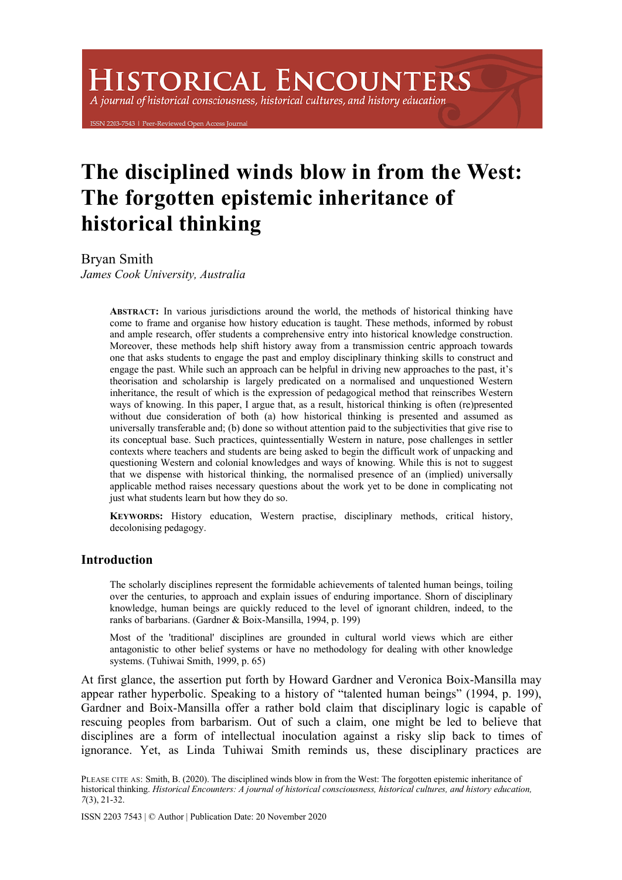# The disciplined winds blow in from the West: The forgotten epistemic inheritance of historical thinking

Bryan Smith
*James Cook University, Australia*

**ABSTRACT:** In various jurisdictions around the world, the methods of historical thinking have come to frame and organise how history education is taught. These methods, informed by robust and ample research, offer students a comprehensive entry into historical knowledge construction. Moreover, these methods help shift history away from a transmission centric approach towards one that asks students to engage the past and employ disciplinary thinking skills to construct and engage the past. While such an approach can be helpful in driving new approaches to the past, it's theorisation and scholarship is largely predicated on a normalised and unquestioned Western inheritance, the result of which is the expression of pedagogical method that reinscribes Western ways of knowing. In this paper, I argue that, as a result, historical thinking is often (re)presented without due consideration of both (a) how historical thinking is presented and assumed as universally transferable and; (b) done so without attention paid to the subjectivities that give rise to its conceptual base. Such practices, quintessentially Western in nature, pose challenges in settler contexts where teachers and students are being asked to begin the difficult work of unpacking and questioning Western and colonial knowledges and ways of knowing. While this is not to suggest that we dispense with historical thinking, the normalised presence of an (implied) universally applicable method raises necessary questions about the work yet to be done in complicating not just what students learn but how they do so.

**KEYWORDS:** History education, Western practise, disciplinary methods, critical history, decolonising pedagogy.

## Introduction

> The scholarly disciplines represent the formidable achievements of talented human beings, toiling over the centuries, to approach and explain issues of enduring importance. Shorn of disciplinary knowledge, human beings are quickly reduced to the level of ignorant children, indeed, to the ranks of barbarians. (Gardner & Boix-Mansilla, 1994, p. 199)

> Most of the 'traditional' disciplines are grounded in cultural world views which are either antagonistic to other belief systems or have no methodology for dealing with other knowledge systems. (Tuhiwai Smith, 1999, p. 65)

At first glance, the assertion put forth by Howard Gardner and Veronica Boix-Mansilla may appear rather hyperbolic. Speaking to a history of "talented human beings" (1994, p. 199), Gardner and Boix-Mansilla offer a rather bold claim that disciplinary logic is capable of rescuing peoples from barbarism. Out of such a claim, one might be led to believe that disciplines are a form of intellectual inoculation against a risky slip back to times of ignorance. Yet, as Linda Tuhiwai Smith reminds us, these disciplinary practices are

PLEASE CITE AS: Smith, B. (2020). The disciplined winds blow in from the West: The forgotten epistemic inheritance of historical thinking. *Historical Encounters: A journal of historical consciousness, historical cultures, and history education, 7*(3), 21-32.

ISSN 2203 7543 | © Author | Publication Date: 20 November 2020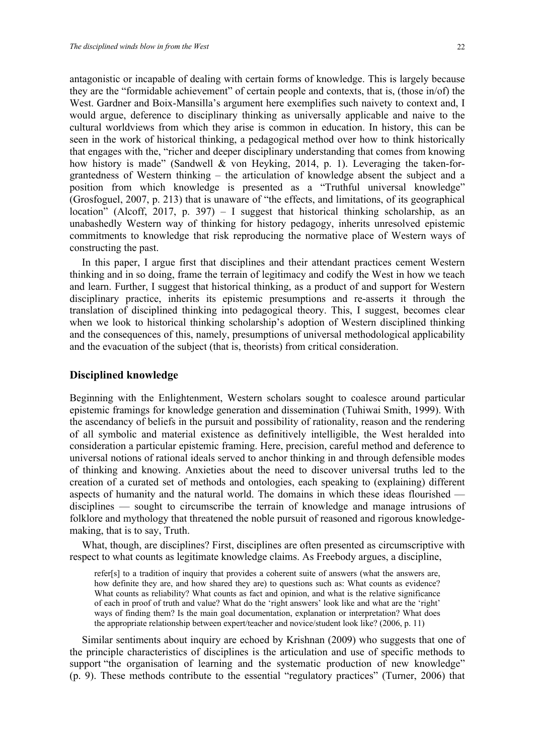antagonistic or incapable of dealing with certain forms of knowledge. This is largely because they are the "formidable achievement" of certain people and contexts, that is, (those in/of) the West. Gardner and Boix-Mansilla's argument here exemplifies such naivety to context and, I would argue, deference to disciplinary thinking as universally applicable and naive to the cultural worldviews from which they arise is common in education. In history, this can be seen in the work of historical thinking, a pedagogical method over how to think historically that engages with the, "richer and deeper disciplinary understanding that comes from knowing how history is made" (Sandwell & von Heyking, 2014, p. 1). Leveraging the taken-for-grantedness of Western thinking – the articulation of knowledge absent the subject and a position from which knowledge is presented as a "Truthful universal knowledge" (Grosfoguel, 2007, p. 213) that is unaware of "the effects, and limitations, of its geographical location" (Alcoff, 2017, p. 397) – I suggest that historical thinking scholarship, as an unabashedly Western way of thinking for history pedagogy, inherits unresolved epistemic commitments to knowledge that risk reproducing the normative place of Western ways of constructing the past.

In this paper, I argue first that disciplines and their attendant practices cement Western thinking and in so doing, frame the terrain of legitimacy and codify the West in how we teach and learn. Further, I suggest that historical thinking, as a product of and support for Western disciplinary practice, inherits its epistemic presumptions and re-asserts it through the translation of disciplined thinking into pedagogical theory. This, I suggest, becomes clear when we look to historical thinking scholarship's adoption of Western disciplined thinking and the consequences of this, namely, presumptions of universal methodological applicability and the evacuation of the subject (that is, theorists) from critical consideration.

## Disciplined knowledge

Beginning with the Enlightenment, Western scholars sought to coalesce around particular epistemic framings for knowledge generation and dissemination (Tuhiwai Smith, 1999). With the ascendancy of beliefs in the pursuit and possibility of rationality, reason and the rendering of all symbolic and material existence as definitively intelligible, the West heralded into consideration a particular epistemic framing. Here, precision, careful method and deference to universal notions of rational ideals served to anchor thinking in and through defensible modes of thinking and knowing. Anxieties about the need to discover universal truths led to the creation of a curated set of methods and ontologies, each speaking to (explaining) different aspects of humanity and the natural world. The domains in which these ideas flourished — disciplines — sought to circumscribe the terrain of knowledge and manage intrusions of folklore and mythology that threatened the noble pursuit of reasoned and rigorous knowledge-making, that is to say, Truth.

What, though, are disciplines? First, disciplines are often presented as circumscriptive with respect to what counts as legitimate knowledge claims. As Freebody argues, a discipline,

> refer[s] to a tradition of inquiry that provides a coherent suite of answers (what the answers are, how definite they are, and how shared they are) to questions such as: What counts as evidence? What counts as reliability? What counts as fact and opinion, and what is the relative significance of each in proof of truth and value? What do the 'right answers' look like and what are the 'right' ways of finding them? Is the main goal documentation, explanation or interpretation? What does the appropriate relationship between expert/teacher and novice/student look like? (2006, p. 11)

Similar sentiments about inquiry are echoed by Krishnan (2009) who suggests that one of the principle characteristics of disciplines is the articulation and use of specific methods to support "the organisation of learning and the systematic production of new knowledge" (p. 9). These methods contribute to the essential "regulatory practices" (Turner, 2006) that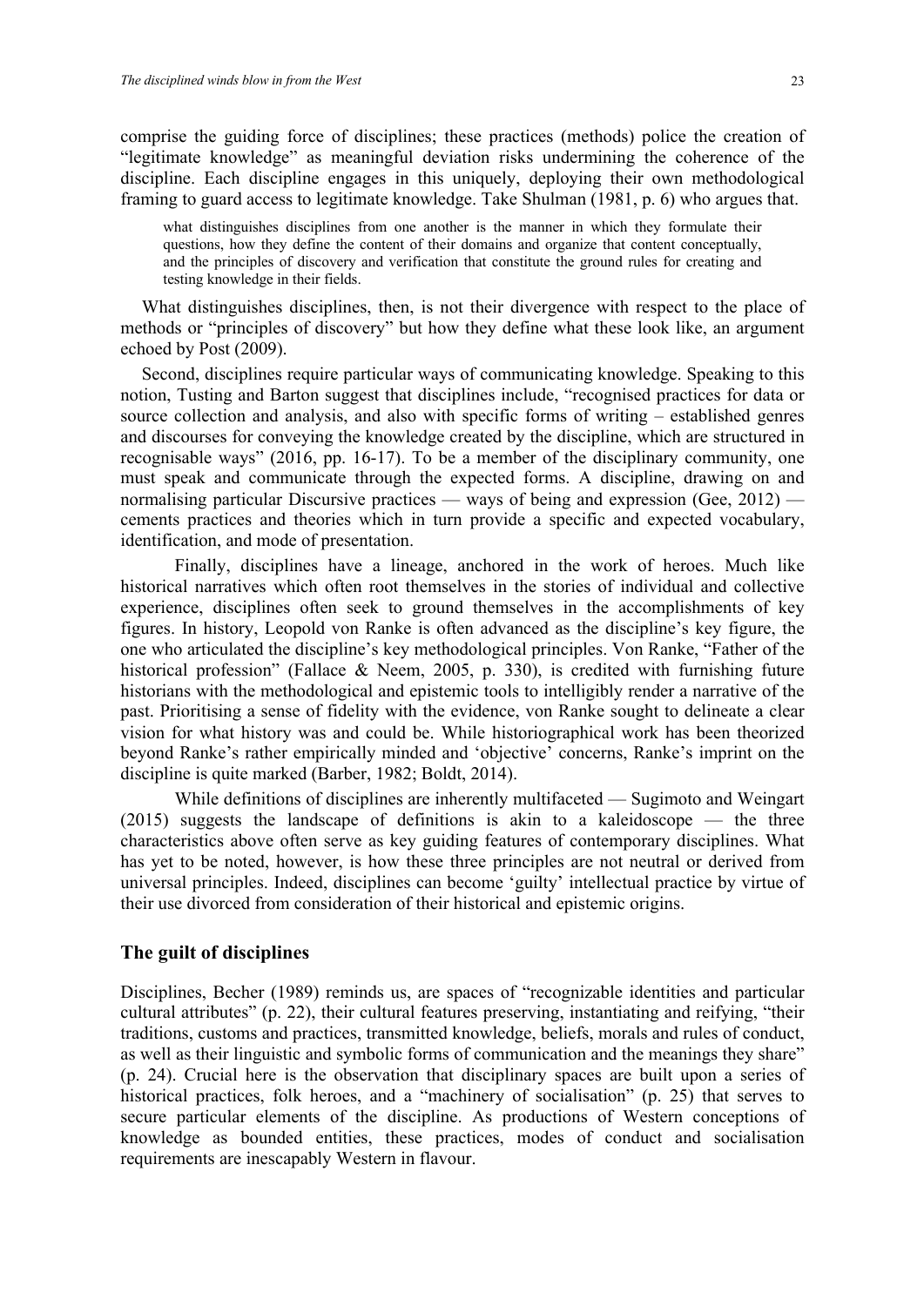comprise the guiding force of disciplines; these practices (methods) police the creation of "legitimate knowledge" as meaningful deviation risks undermining the coherence of the discipline. Each discipline engages in this uniquely, deploying their own methodological framing to guard access to legitimate knowledge. Take Shulman (1981, p. 6) who argues that.

> what distinguishes disciplines from one another is the manner in which they formulate their questions, how they define the content of their domains and organize that content conceptually, and the principles of discovery and verification that constitute the ground rules for creating and testing knowledge in their fields.

What distinguishes disciplines, then, is not their divergence with respect to the place of methods or "principles of discovery" but how they define what these look like, an argument echoed by Post (2009).

Second, disciplines require particular ways of communicating knowledge. Speaking to this notion, Tusting and Barton suggest that disciplines include, "recognised practices for data or source collection and analysis, and also with specific forms of writing – established genres and discourses for conveying the knowledge created by the discipline, which are structured in recognisable ways" (2016, pp. 16-17). To be a member of the disciplinary community, one must speak and communicate through the expected forms. A discipline, drawing on and normalising particular Discursive practices — ways of being and expression (Gee, 2012) — cements practices and theories which in turn provide a specific and expected vocabulary, identification, and mode of presentation.

Finally, disciplines have a lineage, anchored in the work of heroes. Much like historical narratives which often root themselves in the stories of individual and collective experience, disciplines often seek to ground themselves in the accomplishments of key figures. In history, Leopold von Ranke is often advanced as the discipline's key figure, the one who articulated the discipline's key methodological principles. Von Ranke, "Father of the historical profession" (Fallace & Neem, 2005, p. 330), is credited with furnishing future historians with the methodological and epistemic tools to intelligibly render a narrative of the past. Prioritising a sense of fidelity with the evidence, von Ranke sought to delineate a clear vision for what history was and could be. While historiographical work has been theorized beyond Ranke's rather empirically minded and 'objective' concerns, Ranke's imprint on the discipline is quite marked (Barber, 1982; Boldt, 2014).

While definitions of disciplines are inherently multifaceted — Sugimoto and Weingart (2015) suggests the landscape of definitions is akin to a kaleidoscope — the three characteristics above often serve as key guiding features of contemporary disciplines. What has yet to be noted, however, is how these three principles are not neutral or derived from universal principles. Indeed, disciplines can become 'guilty' intellectual practice by virtue of their use divorced from consideration of their historical and epistemic origins.

## The guilt of disciplines

Disciplines, Becher (1989) reminds us, are spaces of "recognizable identities and particular cultural attributes" (p. 22), their cultural features preserving, instantiating and reifying, "their traditions, customs and practices, transmitted knowledge, beliefs, morals and rules of conduct, as well as their linguistic and symbolic forms of communication and the meanings they share" (p. 24). Crucial here is the observation that disciplinary spaces are built upon a series of historical practices, folk heroes, and a "machinery of socialisation" (p. 25) that serves to secure particular elements of the discipline. As productions of Western conceptions of knowledge as bounded entities, these practices, modes of conduct and socialisation requirements are inescapably Western in flavour.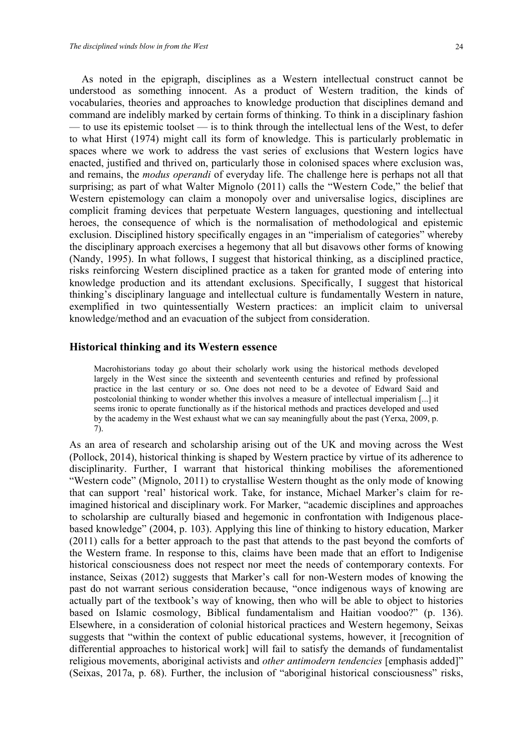As noted in the epigraph, disciplines as a Western intellectual construct cannot be understood as something innocent. As a product of Western tradition, the kinds of vocabularies, theories and approaches to knowledge production that disciplines demand and command are indelibly marked by certain forms of thinking. To think in a disciplinary fashion — to use its epistemic toolset — is to think through the intellectual lens of the West, to defer to what Hirst (1974) might call its form of knowledge. This is particularly problematic in spaces where we work to address the vast series of exclusions that Western logics have enacted, justified and thrived on, particularly those in colonised spaces where exclusion was, and remains, the *modus operandi* of everyday life. The challenge here is perhaps not all that surprising; as part of what Walter Mignolo (2011) calls the "Western Code," the belief that Western epistemology can claim a monopoly over and universalise logics, disciplines are complicit framing devices that perpetuate Western languages, questioning and intellectual heroes, the consequence of which is the normalisation of methodological and epistemic exclusion. Disciplined history specifically engages in an "imperialism of categories" whereby the disciplinary approach exercises a hegemony that all but disavows other forms of knowing (Nandy, 1995). In what follows, I suggest that historical thinking, as a disciplined practice, risks reinforcing Western disciplined practice as a taken for granted mode of entering into knowledge production and its attendant exclusions. Specifically, I suggest that historical thinking's disciplinary language and intellectual culture is fundamentally Western in nature, exemplified in two quintessentially Western practices: an implicit claim to universal knowledge/method and an evacuation of the subject from consideration.

## Historical thinking and its Western essence

> Macrohistorians today go about their scholarly work using the historical methods developed largely in the West since the sixteenth and seventeenth centuries and refined by professional practice in the last century or so. One does not need to be a devotee of Edward Said and postcolonial thinking to wonder whether this involves a measure of intellectual imperialism [...] it seems ironic to operate functionally as if the historical methods and practices developed and used by the academy in the West exhaust what we can say meaningfully about the past (Yerxa, 2009, p. 7).

As an area of research and scholarship arising out of the UK and moving across the West (Pollock, 2014), historical thinking is shaped by Western practice by virtue of its adherence to disciplinarity. Further, I warrant that historical thinking mobilises the aforementioned "Western code" (Mignolo, 2011) to crystallise Western thought as the only mode of knowing that can support 'real' historical work. Take, for instance, Michael Marker's claim for re-imagined historical and disciplinary work. For Marker, "academic disciplines and approaches to scholarship are culturally biased and hegemonic in confrontation with Indigenous place-based knowledge" (2004, p. 103). Applying this line of thinking to history education, Marker (2011) calls for a better approach to the past that attends to the past beyond the comforts of the Western frame. In response to this, claims have been made that an effort to Indigenise historical consciousness does not respect nor meet the needs of contemporary contexts. For instance, Seixas (2012) suggests that Marker's call for non-Western modes of knowing the past do not warrant serious consideration because, "once indigenous ways of knowing are actually part of the textbook's way of knowing, then who will be able to object to histories based on Islamic cosmology, Biblical fundamentalism and Haitian voodoo?" (p. 136). Elsewhere, in a consideration of colonial historical practices and Western hegemony, Seixas suggests that "within the context of public educational systems, however, it [recognition of differential approaches to historical work] will fail to satisfy the demands of fundamentalist religious movements, aboriginal activists and *other antimodern tendencies* [emphasis added]" (Seixas, 2017a, p. 68). Further, the inclusion of "aboriginal historical consciousness" risks,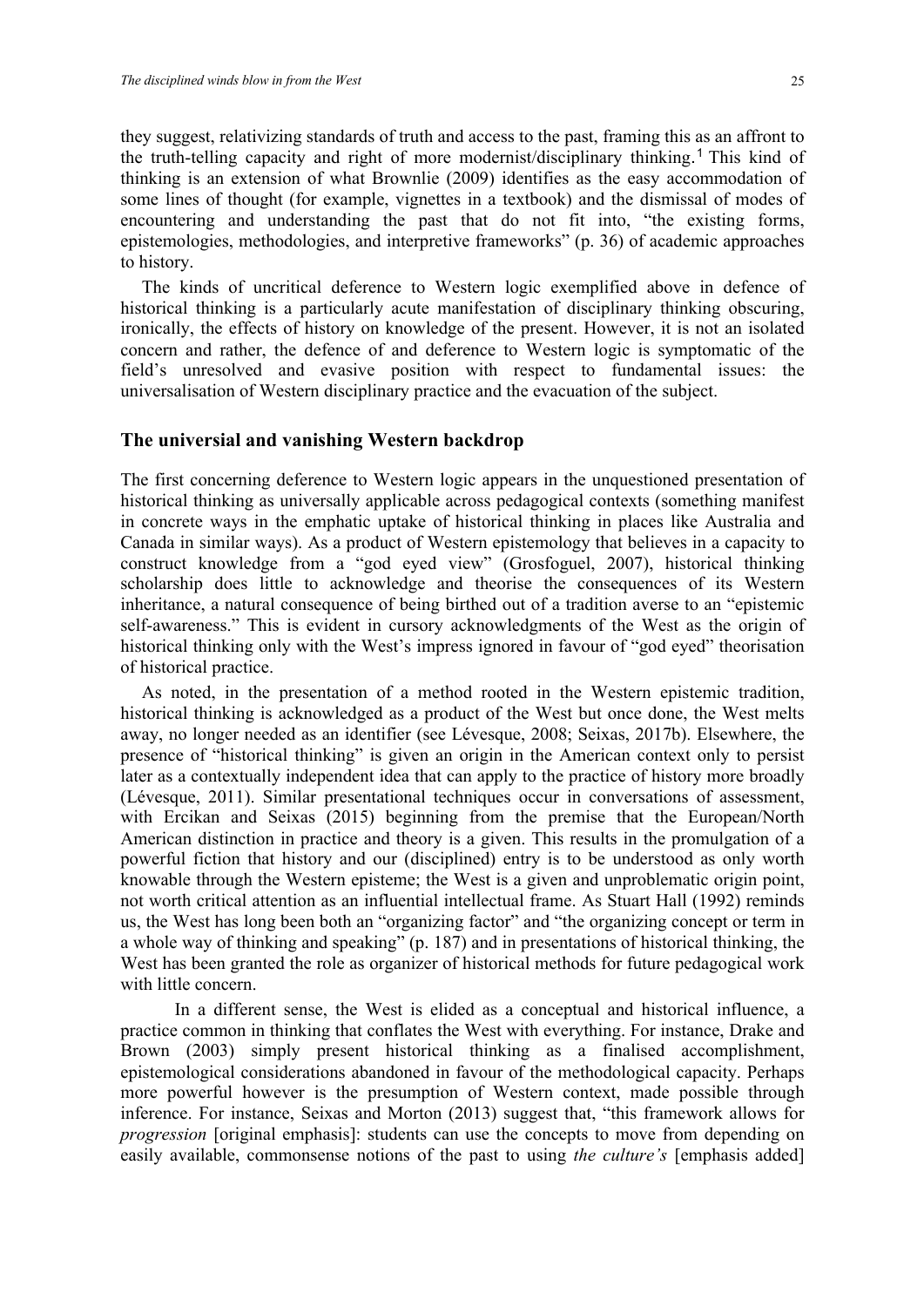they suggest, relativizing standards of truth and access to the past, framing this as an affront to the truth-telling capacity and right of more modernist/disciplinary thinking.[1] This kind of thinking is an extension of what Brownlie (2009) identifies as the easy accommodation of some lines of thought (for example, vignettes in a textbook) and the dismissal of modes of encountering and understanding the past that do not fit into, "the existing forms, epistemologies, methodologies, and interpretive frameworks" (p. 36) of academic approaches to history.

The kinds of uncritical deference to Western logic exemplified above in defence of historical thinking is a particularly acute manifestation of disciplinary thinking obscuring, ironically, the effects of history on knowledge of the present. However, it is not an isolated concern and rather, the defence of and deference to Western logic is symptomatic of the field's unresolved and evasive position with respect to fundamental issues: the universalisation of Western disciplinary practice and the evacuation of the subject.

## The universal and vanishing Western backdrop

The first concerning deference to Western logic appears in the unquestioned presentation of historical thinking as universally applicable across pedagogical contexts (something manifest in concrete ways in the emphatic uptake of historical thinking in places like Australia and Canada in similar ways). As a product of Western epistemology that believes in a capacity to construct knowledge from a "god eyed view" (Grosfoguel, 2007), historical thinking scholarship does little to acknowledge and theorise the consequences of its Western inheritance, a natural consequence of being birthed out of a tradition averse to an "epistemic self-awareness." This is evident in cursory acknowledgments of the West as the origin of historical thinking only with the West's impress ignored in favour of "god eyed" theorisation of historical practice.

As noted, in the presentation of a method rooted in the Western epistemic tradition, historical thinking is acknowledged as a product of the West but once done, the West melts away, no longer needed as an identifier (see Lévesque, 2008; Seixas, 2017b). Elsewhere, the presence of "historical thinking" is given an origin in the American context only to persist later as a contextually independent idea that can apply to the practice of history more broadly (Lévesque, 2011). Similar presentational techniques occur in conversations of assessment, with Ercikan and Seixas (2015) beginning from the premise that the European/North American distinction in practice and theory is a given. This results in the promulgation of a powerful fiction that history and our (disciplined) entry is to be understood as only worth knowable through the Western episteme; the West is a given and unproblematic origin point, not worth critical attention as an influential intellectual frame. As Stuart Hall (1992) reminds us, the West has long been both an "organizing factor" and "the organizing concept or term in a whole way of thinking and speaking" (p. 187) and in presentations of historical thinking, the West has been granted the role as organizer of historical methods for future pedagogical work with little concern.

In a different sense, the West is elided as a conceptual and historical influence, a practice common in thinking that conflates the West with everything. For instance, Drake and Brown (2003) simply present historical thinking as a finalised accomplishment, epistemological considerations abandoned in favour of the methodological capacity. Perhaps more powerful however is the presumption of Western context, made possible through inference. For instance, Seixas and Morton (2013) suggest that, "this framework allows for *progression* [original emphasis]: students can use the concepts to move from depending on easily available, commonsense notions of the past to using *the culture's* [emphasis added]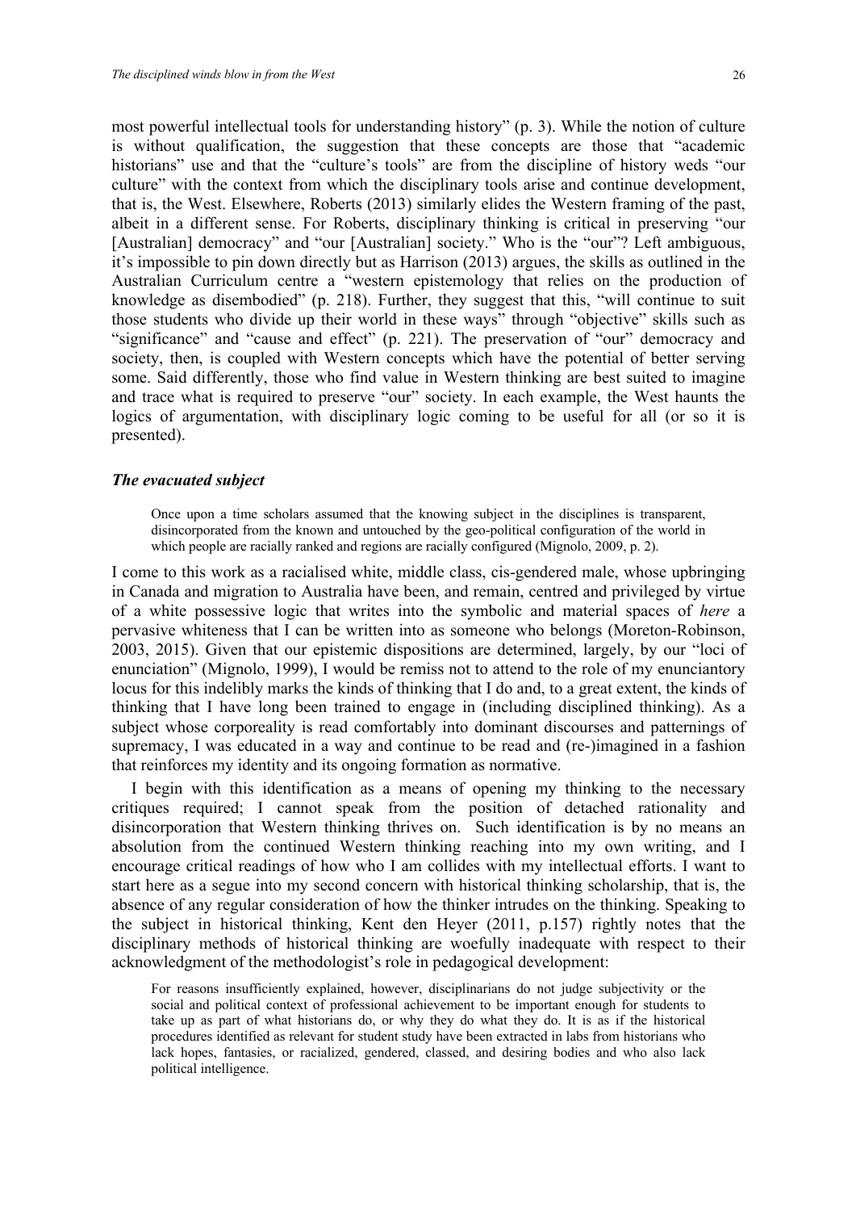most powerful intellectual tools for understanding history" (p. 3). While the notion of culture is without qualification, the suggestion that these concepts are those that "academic historians" use and that the "culture's tools" are from the discipline of history weds "our culture" with the context from which the disciplinary tools arise and continue development, that is, the West. Elsewhere, Roberts (2013) similarly elides the Western framing of the past, albeit in a different sense. For Roberts, disciplinary thinking is critical in preserving "our [Australian] democracy" and "our [Australian] society." Who is the "our"? Left ambiguous, it's impossible to pin down directly but as Harrison (2013) argues, the skills as outlined in the Australian Curriculum centre a "western epistemology that relies on the production of knowledge as disembodied" (p. 218). Further, they suggest that this, "will continue to suit those students who divide up their world in these ways" through "objective" skills such as "significance" and "cause and effect" (p. 221). The preservation of "our" democracy and society, then, is coupled with Western concepts which have the potential of better serving some. Said differently, those who find value in Western thinking are best suited to imagine and trace what is required to preserve "our" society. In each example, the West haunts the logics of argumentation, with disciplinary logic coming to be useful for all (or so it is presented).

### *The evacuated subject*

> Once upon a time scholars assumed that the knowing subject in the disciplines is transparent, disincorporated from the known and untouched by the geo-political configuration of the world in which people are racially ranked and regions are racially configured (Mignolo, 2009, p. 2).

I come to this work as a racialised white, middle class, cis-gendered male, whose upbringing in Canada and migration to Australia have been, and remain, centred and privileged by virtue of a white possessive logic that writes into the symbolic and material spaces of *here* a pervasive whiteness that I can be written into as someone who belongs (Moreton-Robinson, 2003, 2015). Given that our epistemic dispositions are determined, largely, by our "loci of enunciation" (Mignolo, 1999), I would be remiss not to attend to the role of my enunciantory locus for this indelibly marks the kinds of thinking that I do and, to a great extent, the kinds of thinking that I have long been trained to engage in (including disciplined thinking). As a subject whose corporeality is read comfortably into dominant discourses and patternings of supremacy, I was educated in a way and continue to be read and (re-)imagined in a fashion that reinforces my identity and its ongoing formation as normative.

I begin with this identification as a means of opening my thinking to the necessary critiques required; I cannot speak from the position of detached rationality and disincorporation that Western thinking thrives on. Such identification is by no means an absolution from the continued Western thinking reaching into my own writing, and I encourage critical readings of how who I am collides with my intellectual efforts. I want to start here as a segue into my second concern with historical thinking scholarship, that is, the absence of any regular consideration of how the thinker intrudes on the thinking. Speaking to the subject in historical thinking, Kent den Heyer (2011, p.157) rightly notes that the disciplinary methods of historical thinking are woefully inadequate with respect to their acknowledgment of the methodologist's role in pedagogical development:

> For reasons insufficiently explained, however, disciplinarians do not judge subjectivity or the social and political context of professional achievement to be important enough for students to take up as part of what historians do, or why they do what they do. It is as if the historical procedures identified as relevant for student study have been extracted in labs from historians who lack hopes, fantasies, or racialized, gendered, classed, and desiring bodies and who also lack political intelligence.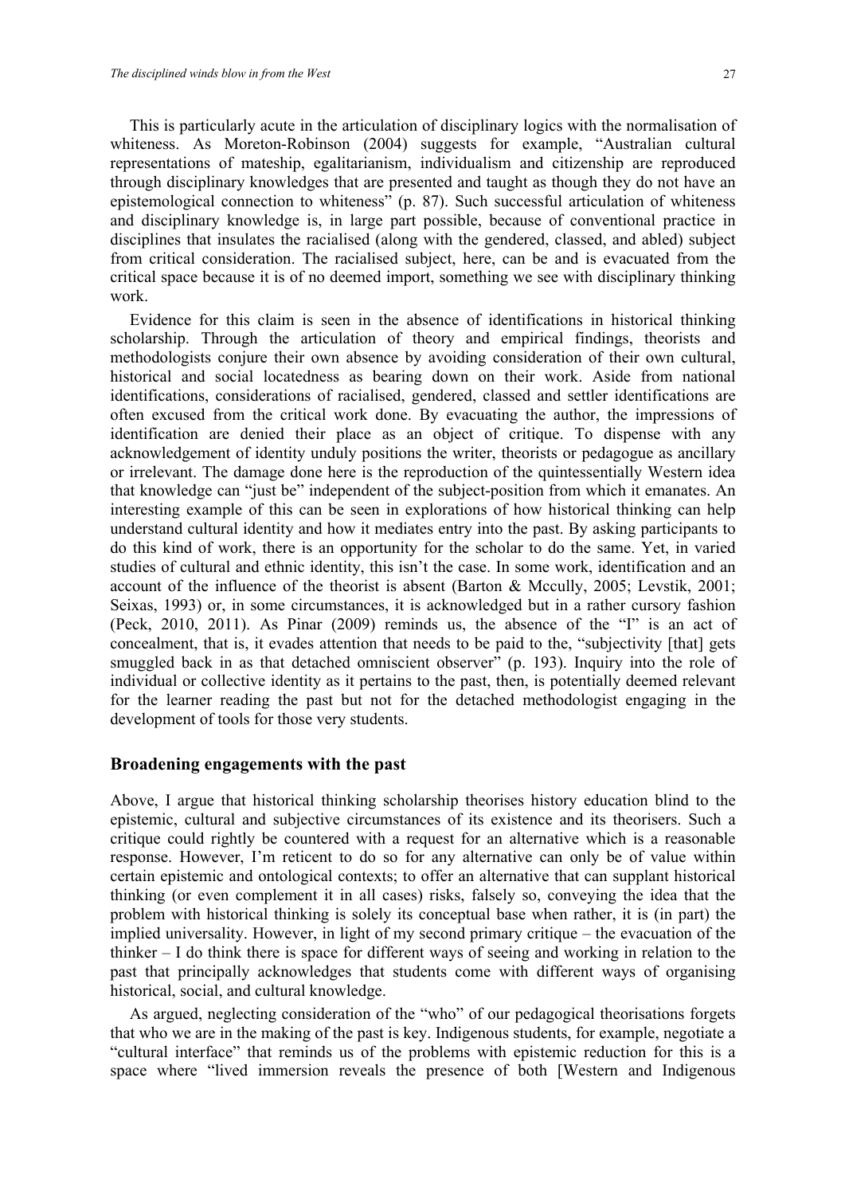This is particularly acute in the articulation of disciplinary logics with the normalisation of whiteness. As Moreton-Robinson (2004) suggests for example, "Australian cultural representations of mateship, egalitarianism, individualism and citizenship are reproduced through disciplinary knowledges that are presented and taught as though they do not have an epistemological connection to whiteness" (p. 87). Such successful articulation of whiteness and disciplinary knowledge is, in large part possible, because of conventional practice in disciplines that insulates the racialised (along with the gendered, classed, and abled) subject from critical consideration. The racialised subject, here, can be and is evacuated from the critical space because it is of no deemed import, something we see with disciplinary thinking work.

Evidence for this claim is seen in the absence of identifications in historical thinking scholarship. Through the articulation of theory and empirical findings, theorists and methodologists conjure their own absence by avoiding consideration of their own cultural, historical and social locatedness as bearing down on their work. Aside from national identifications, considerations of racialised, gendered, classed and settler identifications are often excused from the critical work done. By evacuating the author, the impressions of identification are denied their place as an object of critique. To dispense with any acknowledgement of identity unduly positions the writer, theorists or pedagogue as ancillary or irrelevant. The damage done here is the reproduction of the quintessentially Western idea that knowledge can "just be" independent of the subject-position from which it emanates. An interesting example of this can be seen in explorations of how historical thinking can help understand cultural identity and how it mediates entry into the past. By asking participants to do this kind of work, there is an opportunity for the scholar to do the same. Yet, in varied studies of cultural and ethnic identity, this isn't the case. In some work, identification and an account of the influence of the theorist is absent (Barton & Mcully, 2005; Levstik, 2001; Seixas, 1993) or, in some circumstances, it is acknowledged but in a rather cursory fashion (Peck, 2010, 2011). As Pinar (2009) reminds us, the absence of the "I" is an act of concealment, that is, it evades attention that needs to be paid to the, "subjectivity [that] gets smuggled back in as that detached omniscient observer" (p. 193). Inquiry into the role of individual or collective identity as it pertains to the past, then, is potentially deemed relevant for the learner reading the past but not for the detached methodologist engaging in the development of tools for those very students.

## Broadening engagements with the past

Above, I argue that historical thinking scholarship theorises history education blind to the epistemic, cultural and subjective circumstances of its existence and its theorisers. Such a critique could rightly be countered with a request for an alternative which is a reasonable response. However, I'm reticent to do so for any alternative can only be of value within certain epistemic and ontological contexts; to offer an alternative that can supplant historical thinking (or even complement it in all cases) risks, falsely so, conveying the idea that the problem with historical thinking is solely its conceptual base when rather, it is (in part) the implied universality. However, in light of my second primary critique – the evacuation of the thinker – I do think there is space for different ways of seeing and working in relation to the past that principally acknowledges that students come with different ways of organising historical, social, and cultural knowledge.

As argued, neglecting consideration of the "who" of our pedagogical theorisations forgets that who we are in the making of the past is key. Indigenous students, for example, negotiate a "cultural interface" that reminds us of the problems with epistemic reduction for this is a space where "lived immersion reveals the presence of both [Western and Indigenous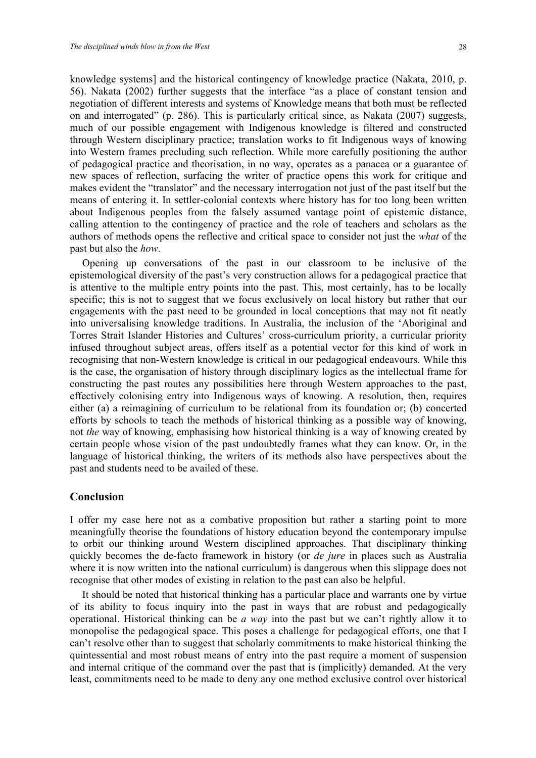knowledge systems] and the historical contingency of knowledge practice (Nakata, 2010, p. 56). Nakata (2002) further suggests that the interface "as a place of constant tension and negotiation of different interests and systems of Knowledge means that both must be reflected on and interrogated" (p. 286). This is particularly critical since, as Nakata (2007) suggests, much of our possible engagement with Indigenous knowledge is filtered and constructed through Western disciplinary practice; translation works to fit Indigenous ways of knowing into Western frames precluding such reflection. While more carefully positioning the author of pedagogical practice and theorisation, in no way, operates as a panacea or a guarantee of new spaces of reflection, surfacing the writer of practice opens this work for critique and makes evident the "translator" and the necessary interrogation not just of the past itself but the means of entering it. In settler-colonial contexts where history has for too long been written about Indigenous peoples from the falsely assumed vantage point of epistemic distance, calling attention to the contingency of practice and the role of teachers and scholars as the authors of methods opens the reflective and critical space to consider not just the *what* of the past but also the *how*.

Opening up conversations of the past in our classroom to be inclusive of the epistemological diversity of the past's very construction allows for a pedagogical practice that is attentive to the multiple entry points into the past. This, most certainly, has to be locally specific; this is not to suggest that we focus exclusively on local history but rather that our engagements with the past need to be grounded in local conceptions that may not fit neatly into universalising knowledge traditions. In Australia, the inclusion of the 'Aboriginal and Torres Strait Islander Histories and Cultures' cross-curriculum priority, a curricular priority infused throughout subject areas, offers itself as a potential vector for this kind of work in recognising that non-Western knowledge is critical in our pedagogical endeavours. While this is the case, the organisation of history through disciplinary logics as the intellectual frame for constructing the past routes any possibilities here through Western approaches to the past, effectively colonising entry into Indigenous ways of knowing. A resolution, then, requires either (a) a reimagining of curriculum to be relational from its foundation or; (b) concerted efforts by schools to teach the methods of historical thinking as a possible way of knowing, not *the* way of knowing, emphasising how historical thinking is a way of knowing created by certain people whose vision of the past undoubtedly frames what they can know. Or, in the language of historical thinking, the writers of its methods also have perspectives about the past and students need to be availed of these.

## Conclusion

I offer my case here not as a combative proposition but rather a starting point to more meaningfully theorise the foundations of history education beyond the contemporary impulse to orbit our thinking around Western disciplined approaches. That disciplinary thinking quickly becomes the de-facto framework in history (or *de jure* in places such as Australia where it is now written into the national curriculum) is dangerous when this slippage does not recognise that other modes of existing in relation to the past can also be helpful.

It should be noted that historical thinking has a particular place and warrants one by virtue of its ability to focus inquiry into the past in ways that are robust and pedagogically operational. Historical thinking can be *a way* into the past but we can't rightly allow it to monopolise the pedagogical space. This poses a challenge for pedagogical efforts, one that I can't resolve other than to suggest that scholarly commitments to make historical thinking the quintessential and most robust means of entry into the past require a moment of suspension and internal critique of the command over the past that is (implicitly) demanded. At the very least, commitments need to be made to deny any one method exclusive control over historical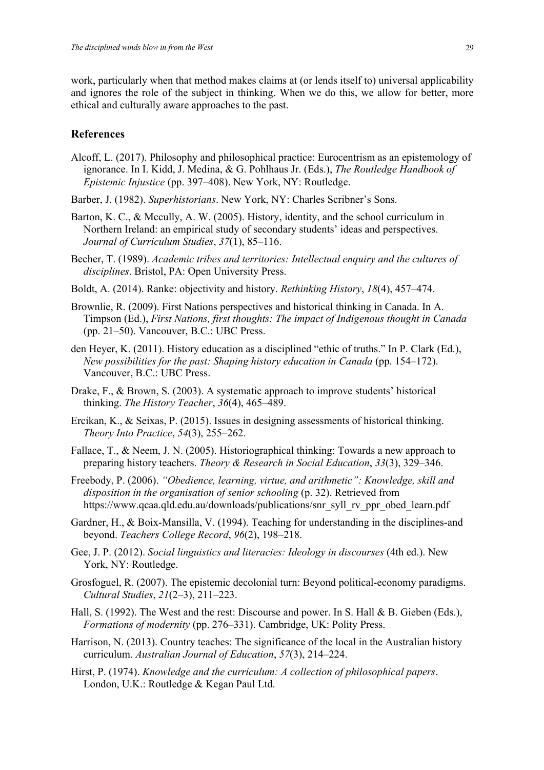work, particularly when that method makes claims at (or lends itself to) universal applicability and ignores the role of the subject in thinking. When we do this, we allow for better, more ethical and culturally aware approaches to the past.

## References

Alcoff, L. (2017). Philosophy and philosophical practice: Eurocentrism as an epistemology of ignorance. In I. Kidd, J. Medina, & G. Pohlhaus Jr. (Eds.), *The Routledge Handbook of Epistemic Injustice* (pp. 397–408). New York, NY: Routledge.

Barber, J. (1982). *Superhistorians*. New York, NY: Charles Scribner's Sons.

Barton, K. C., & Mccully, A. W. (2005). History, identity, and the school curriculum in Northern Ireland: an empirical study of secondary students' ideas and perspectives. *Journal of Curriculum Studies*, *37*(1), 85–116.

Becher, T. (1989). *Academic tribes and territories: Intellectual enquiry and the cultures of disciplines*. Bristol, PA: Open University Press.

Boldt, A. (2014). Ranke: objectivity and history. *Rethinking History*, *18*(4), 457–474.

Brownlie, R. (2009). First Nations perspectives and historical thinking in Canada. In A. Timpson (Ed.), *First Nations, first thoughts: The impact of Indigenous thought in Canada* (pp. 21–50). Vancouver, B.C.: UBC Press.

den Heyer, K. (2011). History education as a disciplined "ethic of truths." In P. Clark (Ed.), *New possibilities for the past: Shaping history education in Canada* (pp. 154–172). Vancouver, B.C.: UBC Press.

Drake, F., & Brown, S. (2003). A systematic approach to improve students' historical thinking. *The History Teacher*, *36*(4), 465–489.

Ercikan, K., & Seixas, P. (2015). Issues in designing assessments of historical thinking. *Theory Into Practice*, *54*(3), 255–262.

Fallace, T., & Neem, J. N. (2005). Historiographical thinking: Towards a new approach to preparing history teachers. *Theory & Research in Social Education*, *33*(3), 329–346.

Freebody, P. (2006). *"Obedience, learning, virtue, and arithmetic": Knowledge, skill and disposition in the organisation of senior schooling* (p. 32). Retrieved from https://www.qcaa.qld.edu.au/downloads/publications/snr_syll_rv_ppr_obed_learn.pdf

Gardner, H., & Boix-Mansilla, V. (1994). Teaching for understanding in the disciplines-and beyond. *Teachers College Record*, *96*(2), 198–218.

Gee, J. P. (2012). *Social linguistics and literacies: Ideology in discourses* (4th ed.). New York, NY: Routledge.

Grosfoguel, R. (2007). The epistemic decolonial turn: Beyond political-economy paradigms. *Cultural Studies*, *21*(2–3), 211–223.

Hall, S. (1992). The West and the rest: Discourse and power. In S. Hall & B. Gieben (Eds.), *Formations of modernity* (pp. 276–331). Cambridge, UK: Polity Press.

Harrison, N. (2013). Country teaches: The significance of the local in the Australian history curriculum. *Australian Journal of Education*, *57*(3), 214–224.

Hirst, P. (1974). *Knowledge and the curriculum: A collection of philosophical papers*. London, U.K.: Routledge & Kegan Paul Ltd.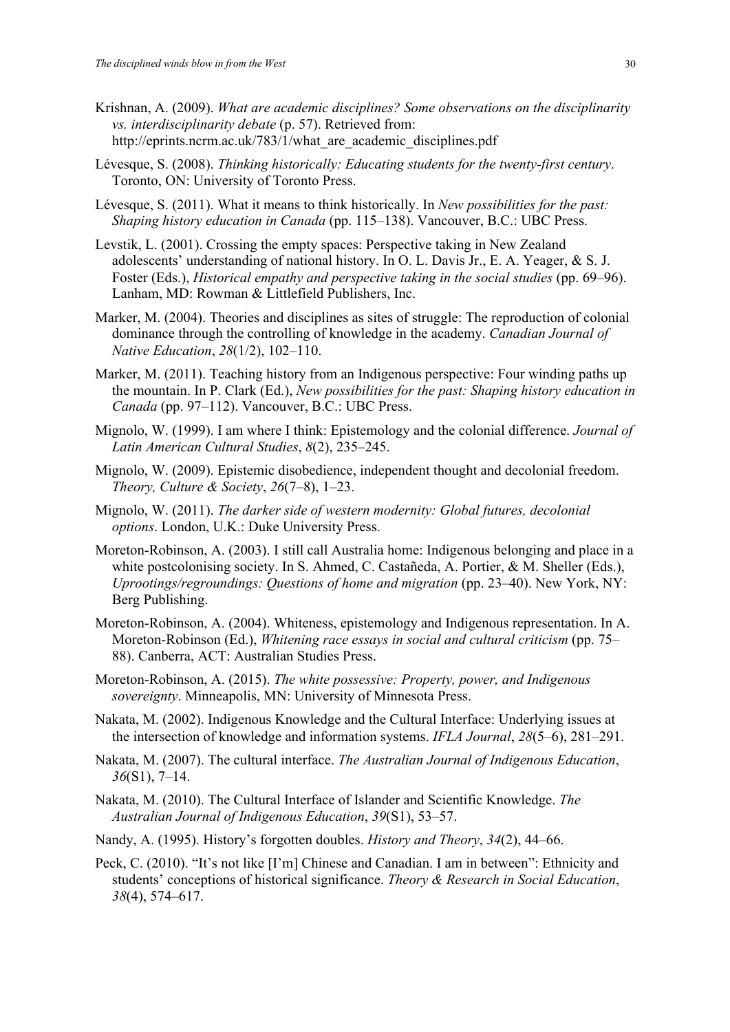Krishnan, A. (2009). *What are academic disciplines? Some observations on the disciplinarity vs. interdisciplinarity debate* (p. 57). Retrieved from: http://eprints.ncrm.ac.uk/783/1/what_are_academic_disciplines.pdf

Lévesque, S. (2008). *Thinking historically: Educating students for the twenty-first century*. Toronto, ON: University of Toronto Press.

Lévesque, S. (2011). What it means to think historically. In *New possibilities for the past: Shaping history education in Canada* (pp. 115–138). Vancouver, B.C.: UBC Press.

Levstik, L. (2001). Crossing the empty spaces: Perspective taking in New Zealand adolescents' understanding of national history. In O. L. Davis Jr., E. A. Yeager, & S. J. Foster (Eds.), *Historical empathy and perspective taking in the social studies* (pp. 69–96). Lanham, MD: Rowman & Littlefield Publishers, Inc.

Marker, M. (2004). Theories and disciplines as sites of struggle: The reproduction of colonial dominance through the controlling of knowledge in the academy. *Canadian Journal of Native Education*, *28*(1/2), 102–110.

Marker, M. (2011). Teaching history from an Indigenous perspective: Four winding paths up the mountain. In P. Clark (Ed.), *New possibilities for the past: Shaping history education in Canada* (pp. 97–112). Vancouver, B.C.: UBC Press.

Mignolo, W. (1999). I am where I think: Epistemology and the colonial difference. *Journal of Latin American Cultural Studies*, *8*(2), 235–245.

Mignolo, W. (2009). Epistemic disobedience, independent thought and decolonial freedom. *Theory, Culture & Society*, *26*(7–8), 1–23.

Mignolo, W. (2011). *The darker side of western modernity: Global futures, decolonial options*. London, U.K.: Duke University Press.

Moreton-Robinson, A. (2003). I still call Australia home: Indigenous belonging and place in a white postcolonising society. In S. Ahmed, C. Castañeda, A. Portier, & M. Sheller (Eds.), *Uprootings/regroundings: Questions of home and migration* (pp. 23–40). New York, NY: Berg Publishing.

Moreton-Robinson, A. (2004). Whiteness, epistemology and Indigenous representation. In A. Moreton-Robinson (Ed.), *Whitening race essays in social and cultural criticism* (pp. 75–88). Canberra, ACT: Australian Studies Press.

Moreton-Robinson, A. (2015). *The white possessive: Property, power, and Indigenous sovereignty*. Minneapolis, MN: University of Minnesota Press.

Nakata, M. (2002). Indigenous Knowledge and the Cultural Interface: Underlying issues at the intersection of knowledge and information systems. *IFLA Journal*, *28*(5–6), 281–291.

Nakata, M. (2007). The cultural interface. *The Australian Journal of Indigenous Education*, *36*(S1), 7–14.

Nakata, M. (2010). The Cultural Interface of Islander and Scientific Knowledge. *The Australian Journal of Indigenous Education*, *39*(S1), 53–57.

Nandy, A. (1995). History's forgotten doubles. *History and Theory*, *34*(2), 44–66.

Peck, C. (2010). "It's not like [I'm] Chinese and Canadian. I am in between": Ethnicity and students' conceptions of historical significance. *Theory & Research in Social Education*, *38*(4), 574–617.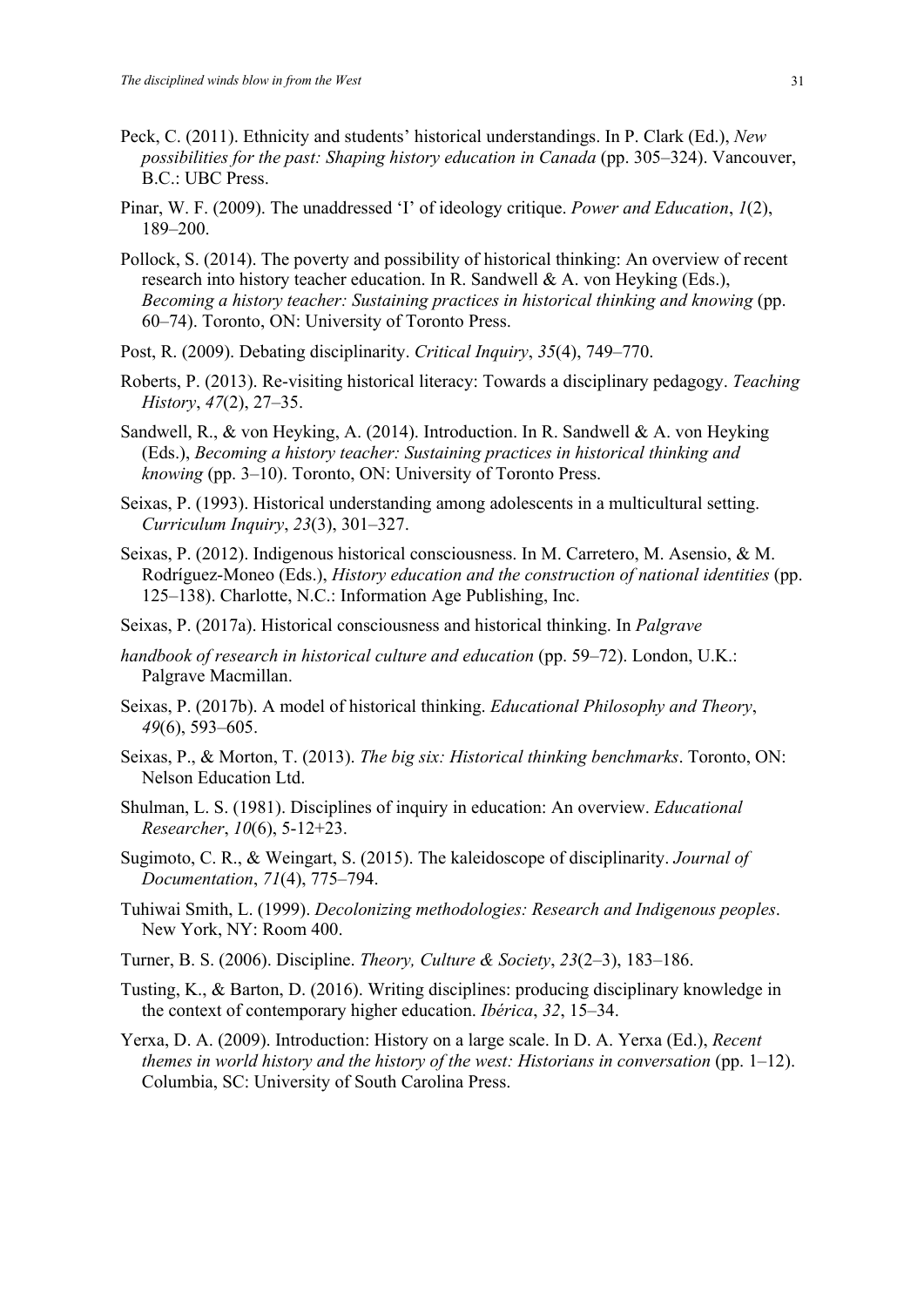Peck, C. (2011). Ethnicity and students' historical understandings. In P. Clark (Ed.), *New possibilities for the past: Shaping history education in Canada* (pp. 305–324). Vancouver, B.C.: UBC Press.

Pinar, W. F. (2009). The unaddressed 'I' of ideology critique. *Power and Education*, *1*(2), 189–200.

Pollock, S. (2014). The poverty and possibility of historical thinking: An overview of recent research into history teacher education. In R. Sandwell & A. von Heyking (Eds.), *Becoming a history teacher: Sustaining practices in historical thinking and knowing* (pp. 60–74). Toronto, ON: University of Toronto Press.

Post, R. (2009). Debating disciplinarity. *Critical Inquiry*, *35*(4), 749–770.

Roberts, P. (2013). Re-visiting historical literacy: Towards a disciplinary pedagogy. *Teaching History*, *47*(2), 27–35.

Sandwell, R., & von Heyking, A. (2014). Introduction. In R. Sandwell & A. von Heyking (Eds.), *Becoming a history teacher: Sustaining practices in historical thinking and knowing* (pp. 3–10). Toronto, ON: University of Toronto Press.

Seixas, P. (1993). Historical understanding among adolescents in a multicultural setting. *Curriculum Inquiry*, *23*(3), 301–327.

Seixas, P. (2012). Indigenous historical consciousness. In M. Carretero, M. Asensio, & M. Rodríguez-Moneo (Eds.), *History education and the construction of national identities* (pp. 125–138). Charlotte, N.C.: Information Age Publishing, Inc.

Seixas, P. (2017a). Historical consciousness and historical thinking. In *Palgrave handbook of research in historical culture and education* (pp. 59–72). London, U.K.: Palgrave Macmillan.

Seixas, P. (2017b). A model of historical thinking. *Educational Philosophy and Theory*, *49*(6), 593–605.

Seixas, P., & Morton, T. (2013). *The big six: Historical thinking benchmarks*. Toronto, ON: Nelson Education Ltd.

Shulman, L. S. (1981). Disciplines of inquiry in education: An overview. *Educational Researcher*, *10*(6), 5-12+23.

Sugimoto, C. R., & Weingart, S. (2015). The kaleidoscope of disciplinarity. *Journal of Documentation*, *71*(4), 775–794.

Tuhiwai Smith, L. (1999). *Decolonizing methodologies: Research and Indigenous peoples*. New York, NY: Room 400.

Turner, B. S. (2006). Discipline. *Theory, Culture & Society*, *23*(2–3), 183–186.

Tusting, K., & Barton, D. (2016). Writing disciplines: producing disciplinary knowledge in the context of contemporary higher education. *Ibérica*, *32*, 15–34.

Yerxa, D. A. (2009). Introduction: History on a large scale. In D. A. Yerxa (Ed.), *Recent themes in world history and the history of the west: Historians in conversation* (pp. 1–12). Columbia, SC: University of South Carolina Press.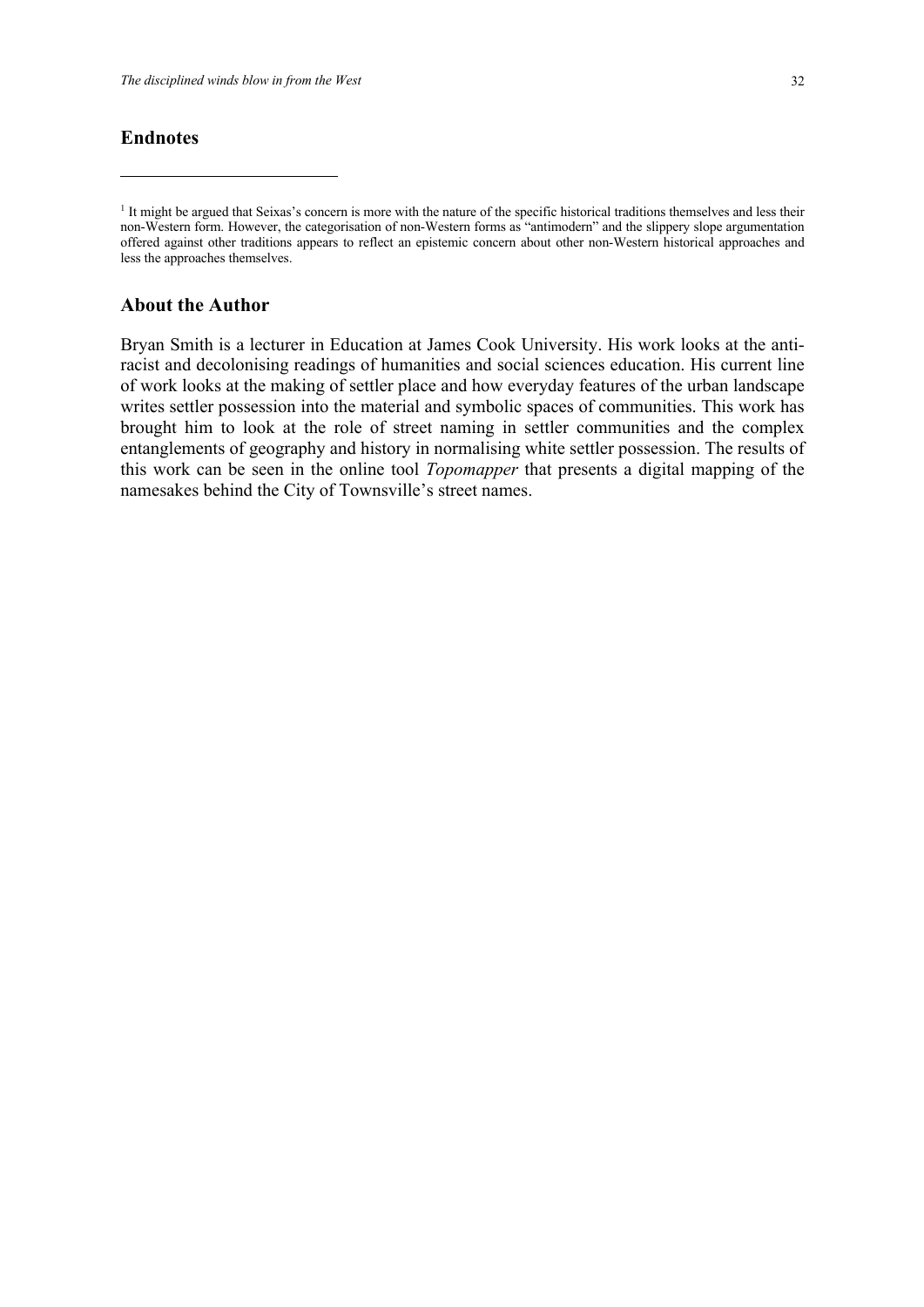## Endnotes

[1] It might be argued that Seixas's concern is more with the nature of the specific historical traditions themselves and less their non-Western form. However, the categorisation of non-Western forms as "antimodern" and the slippery slope argumentation offered against other traditions appears to reflect an epistemic concern about other non-Western historical approaches and less the approaches themselves.

## About the Author

Bryan Smith is a lecturer in Education at James Cook University. His work looks at the anti-racist and decolonising readings of humanities and social sciences education. His current line of work looks at the making of settler place and how everyday features of the urban landscape writes settler possession into the material and symbolic spaces of communities. This work has brought him to look at the role of street naming in settler communities and the complex entanglements of geography and history in normalising white settler possession. The results of this work can be seen in the online tool *Topomapper* that presents a digital mapping of the namesakes behind the City of Townsville's street names.